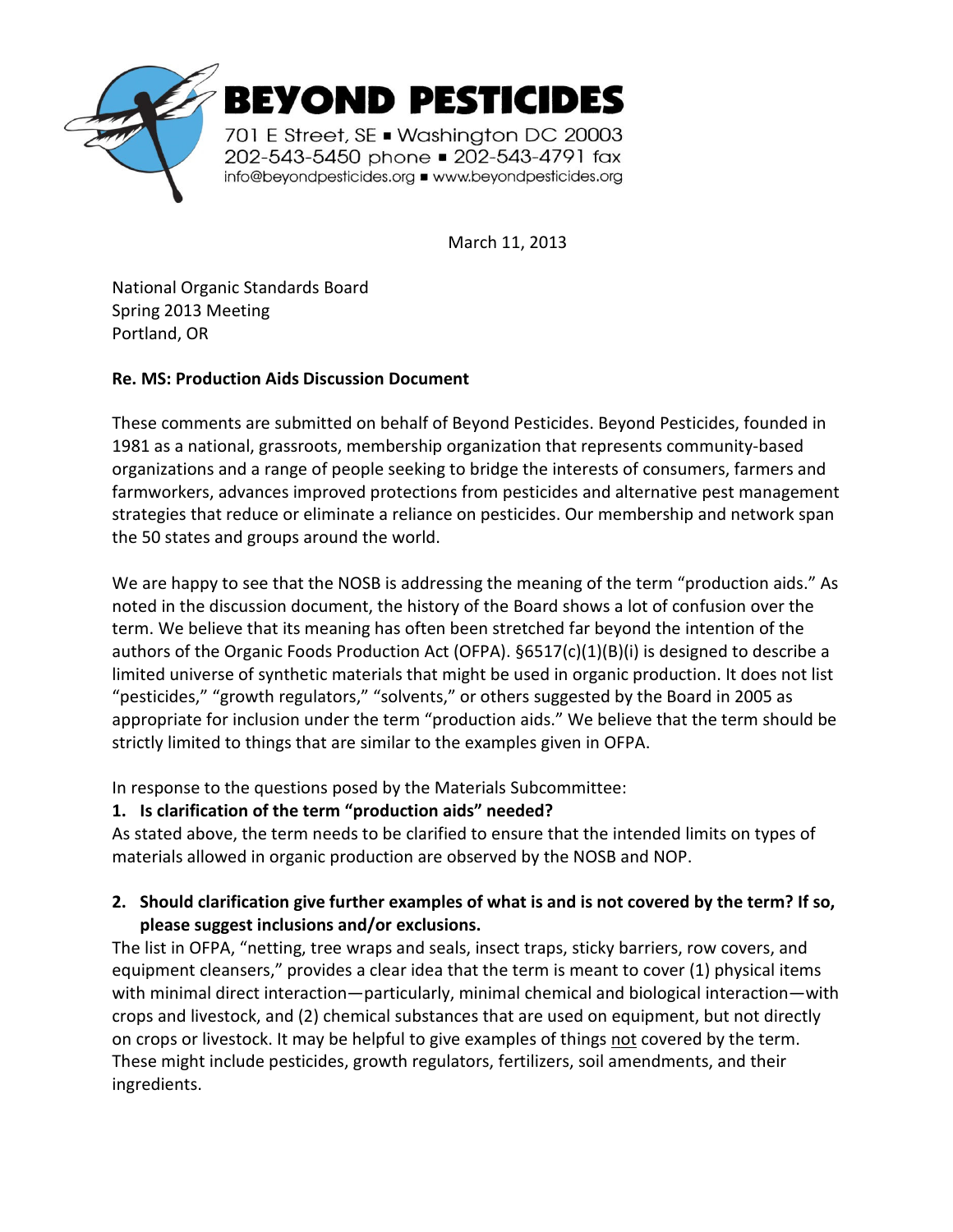# BEYOND PESTICIDES

701 E Street, SE ▪ Washington DC 20003
202-543-5450 phone ▪ 202-543-4791 fax
info@beyondpesticides.org ▪ www.beyondpesticides.org

March 11, 2013

National Organic Standards Board
Spring 2013 Meeting
Portland, OR

**Re. MS: Production Aids Discussion Document**

These comments are submitted on behalf of Beyond Pesticides. Beyond Pesticides, founded in 1981 as a national, grassroots, membership organization that represents community-based organizations and a range of people seeking to bridge the interests of consumers, farmers and farmworkers, advances improved protections from pesticides and alternative pest management strategies that reduce or eliminate a reliance on pesticides. Our membership and network span the 50 states and groups around the world.

We are happy to see that the NOSB is addressing the meaning of the term "production aids." As noted in the discussion document, the history of the Board shows a lot of confusion over the term. We believe that its meaning has often been stretched far beyond the intention of the authors of the Organic Foods Production Act (OFPA). §6517(c)(1)(B)(i) is designed to describe a limited universe of synthetic materials that might be used in organic production. It does not list "pesticides," "growth regulators," "solvents," or others suggested by the Board in 2005 as appropriate for inclusion under the term "production aids." We believe that the term should be strictly limited to things that are similar to the examples given in OFPA.

In response to the questions posed by the Materials Subcommittee:

1. **Is clarification of the term "production aids" needed?**

As stated above, the term needs to be clarified to ensure that the intended limits on types of materials allowed in organic production are observed by the NOSB and NOP.

2. **Should clarification give further examples of what is and is not covered by the term? If so, please suggest inclusions and/or exclusions.**

The list in OFPA, "netting, tree wraps and seals, insect traps, sticky barriers, row covers, and equipment cleansers," provides a clear idea that the term is meant to cover (1) physical items with minimal direct interaction—particularly, minimal chemical and biological interaction—with crops and livestock, and (2) chemical substances that are used on equipment, but not directly on crops or livestock. It may be helpful to give examples of things <u>not</u> covered by the term. These might include pesticides, growth regulators, fertilizers, soil amendments, and their ingredients.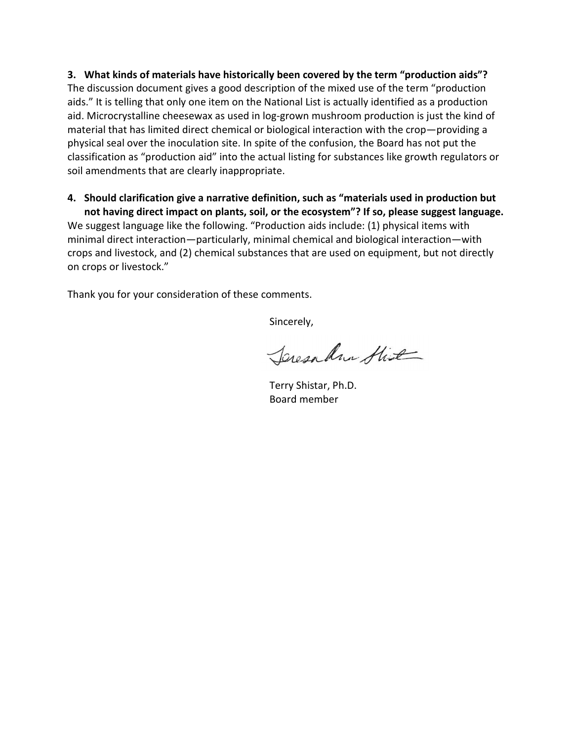**3. What kinds of materials have historically been covered by the term "production aids"?**

The discussion document gives a good description of the mixed use of the term "production aids." It is telling that only one item on the National List is actually identified as a production aid. Microcrystalline cheesewax as used in log-grown mushroom production is just the kind of material that has limited direct chemical or biological interaction with the crop—providing a physical seal over the inoculation site. In spite of the confusion, the Board has not put the classification as "production aid" into the actual listing for substances like growth regulators or soil amendments that are clearly inappropriate.

**4. Should clarification give a narrative definition, such as "materials used in production but not having direct impact on plants, soil, or the ecosystem"? If so, please suggest language.**

We suggest language like the following. "Production aids include: (1) physical items with minimal direct interaction—particularly, minimal chemical and biological interaction—with crops and livestock, and (2) chemical substances that are used on equipment, but not directly on crops or livestock."

Thank you for your consideration of these comments.

Sincerely,

Terry Shistar, Ph.D.
Board member